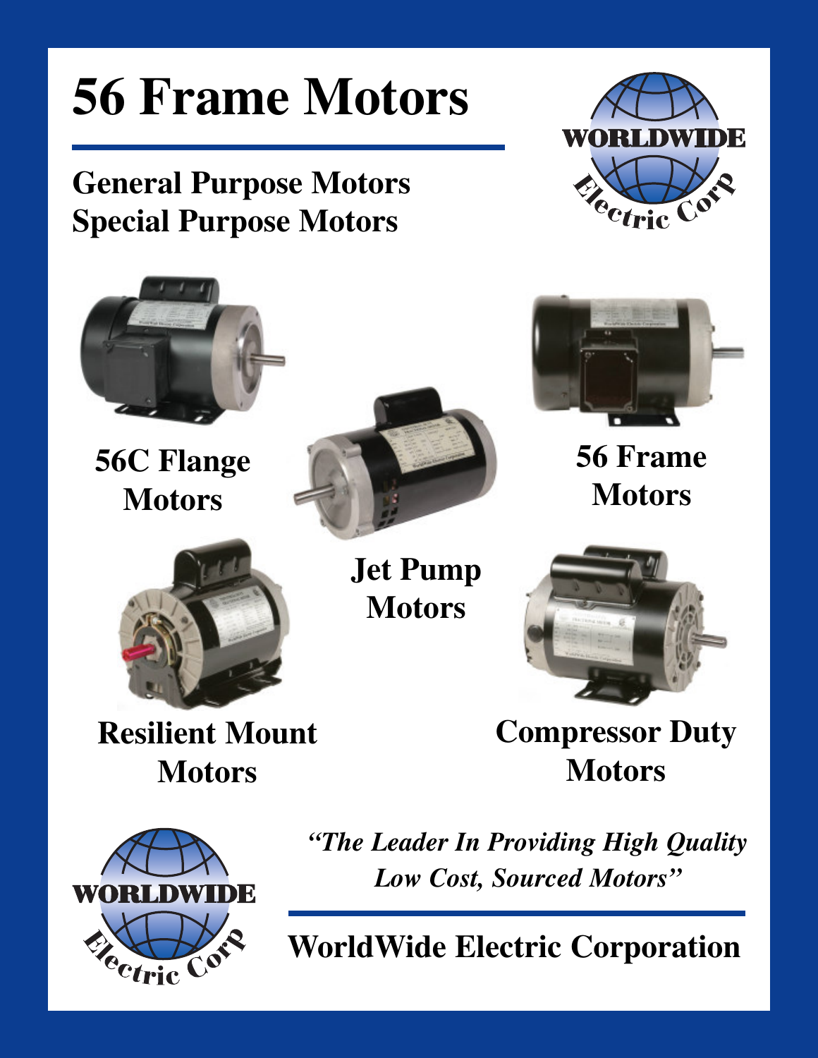# 56 Frame Motors

## General Purpose Motors
## Special Purpose Motors

WORLDWIDE Electric Corp

**56C Flange Motors**

**Jet Pump Motors**

**56 Frame Motors**

**Resilient Mount Motors**

**Compressor Duty Motors**

WORLDWIDE Electric Corp

*"The Leader In Providing High Quality Low Cost, Sourced Motors"*

**WorldWide Electric Corporation**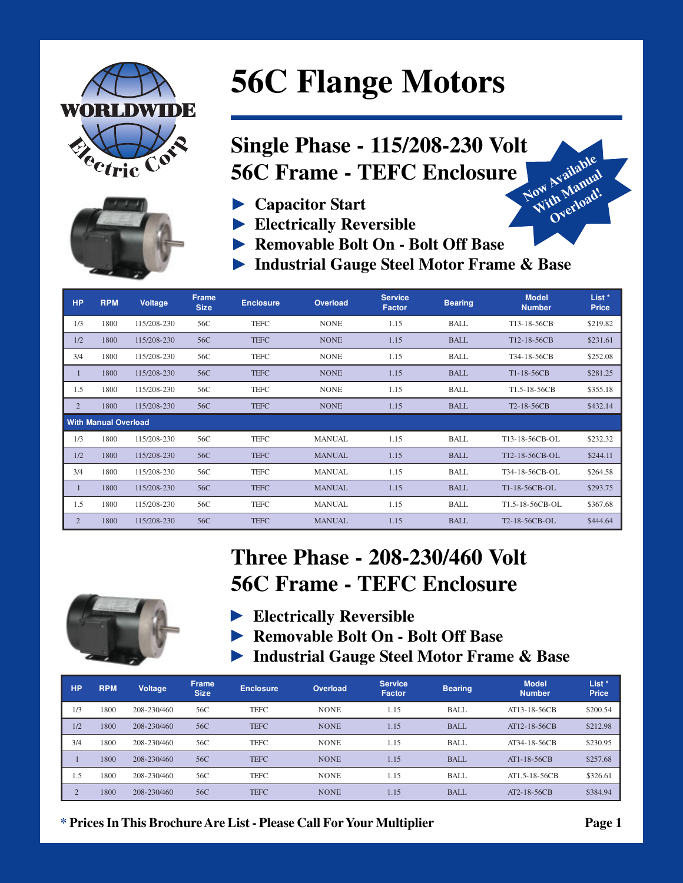# 56C Flange Motors

## Single Phase - 115/208-230 Volt
## 56C Frame - TEFC Enclosure

Now Available With Manual Overload!

- Capacitor Start
- Electrically Reversible
- Removable Bolt On - Bolt Off Base
- Industrial Gauge Steel Motor Frame & Base

| HP | RPM | Voltage | Frame Size | Enclosure | Overload | Service Factor | Bearing | Model Number | List * Price |
|---|---|---|---|---|---|---|---|---|---|
| 1/3 | 1800 | 115/208-230 | 56C | TEFC | NONE | 1.15 | BALL | T13-18-56CB | $219.82 |
| 1/2 | 1800 | 115/208-230 | 56C | TEFC | NONE | 1.15 | BALL | T12-18-56CB | $231.61 |
| 3/4 | 1800 | 115/208-230 | 56C | TEFC | NONE | 1.15 | BALL | T34-18-56CB | $252.08 |
| 1 | 1800 | 115/208-230 | 56C | TEFC | NONE | 1.15 | BALL | T1-18-56CB | $281.25 |
| 1.5 | 1800 | 115/208-230 | 56C | TEFC | NONE | 1.15 | BALL | T1.5-18-56CB | $355.18 |
| 2 | 1800 | 115/208-230 | 56C | TEFC | NONE | 1.15 | BALL | T2-18-56CB | $432.14 |
| **With Manual Overload** | | | | | | | | | |
| 1/3 | 1800 | 115/208-230 | 56C | TEFC | MANUAL | 1.15 | BALL | T13-18-56CB-OL | $232.32 |
| 1/2 | 1800 | 115/208-230 | 56C | TEFC | MANUAL | 1.15 | BALL | T12-18-56CB-OL | $244.11 |
| 3/4 | 1800 | 115/208-230 | 56C | TEFC | MANUAL | 1.15 | BALL | T34-18-56CB-OL | $264.58 |
| 1 | 1800 | 115/208-230 | 56C | TEFC | MANUAL | 1.15 | BALL | T1-18-56CB-OL | $293.75 |
| 1.5 | 1800 | 115/208-230 | 56C | TEFC | MANUAL | 1.15 | BALL | T1.5-18-56CB-OL | $367.68 |
| 2 | 1800 | 115/208-230 | 56C | TEFC | MANUAL | 1.15 | BALL | T2-18-56CB-OL | $444.64 |

## Three Phase - 208-230/460 Volt
## 56C Frame - TEFC Enclosure

- Electrically Reversible
- Removable Bolt On - Bolt Off Base
- Industrial Gauge Steel Motor Frame & Base

| HP | RPM | Voltage | Frame Size | Enclosure | Overload | Service Factor | Bearing | Model Number | List * Price |
|---|---|---|---|---|---|---|---|---|---|
| 1/3 | 1800 | 208-230/460 | 56C | TEFC | NONE | 1.15 | BALL | AT13-18-56CB | $200.54 |
| 1/2 | 1800 | 208-230/460 | 56C | TEFC | NONE | 1.15 | BALL | AT12-18-56CB | $212.98 |
| 3/4 | 1800 | 208-230/460 | 56C | TEFC | NONE | 1.15 | BALL | AT34-18-56CB | $230.95 |
| 1 | 1800 | 208-230/460 | 56C | TEFC | NONE | 1.15 | BALL | AT1-18-56CB | $257.68 |
| 1.5 | 1800 | 208-230/460 | 56C | TEFC | NONE | 1.15 | BALL | AT1.5-18-56CB | $326.61 |
| 2 | 1800 | 208-230/460 | 56C | TEFC | NONE | 1.15 | BALL | AT2-18-56CB | $384.94 |

**\* Prices In This Brochure Are List - Please Call For Your Multiplier**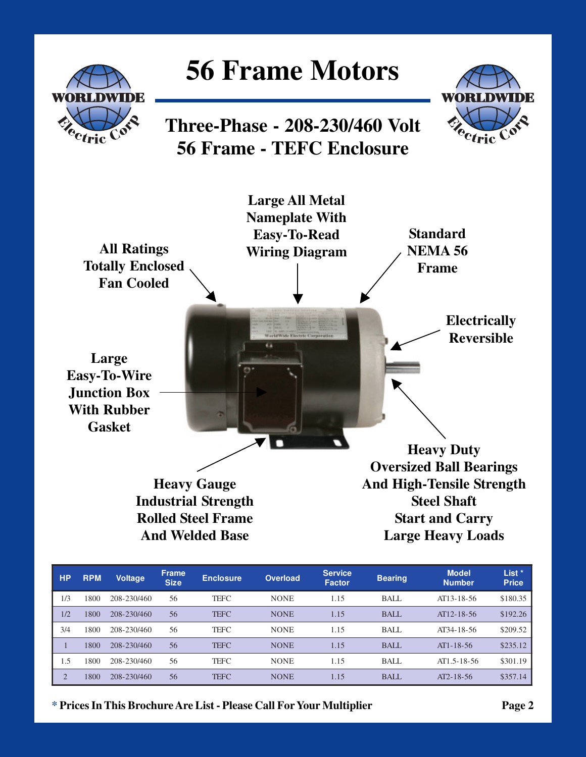# 56 Frame Motors

WORLDWIDE Electric Corp

## Three-Phase - 208-230/460 Volt
## 56 Frame - TEFC Enclosure

**All Ratings Totally Enclosed Fan Cooled**

**Large All Metal Nameplate With Easy-To-Read Wiring Diagram**

**Standard NEMA 56 Frame**

**Electrically Reversible**

**Large Easy-To-Wire Junction Box With Rubber Gasket**

**Heavy Gauge Industrial Strength Rolled Steel Frame And Welded Base**

**Heavy Duty Oversized Ball Bearings And High-Tensile Strength Steel Shaft Start and Carry Large Heavy Loads**

| HP | RPM | Voltage | Frame Size | Enclosure | Overload | Service Factor | Bearing | Model Number | List * Price |
|---|---|---|---|---|---|---|---|---|---|
| 1/3 | 1800 | 208-230/460 | 56 | TEFC | NONE | 1.15 | BALL | AT13-18-56 | $180.35 |
| 1/2 | 1800 | 208-230/460 | 56 | TEFC | NONE | 1.15 | BALL | AT12-18-56 | $192.26 |
| 3/4 | 1800 | 208-230/460 | 56 | TEFC | NONE | 1.15 | BALL | AT34-18-56 | $209.52 |
| 1 | 1800 | 208-230/460 | 56 | TEFC | NONE | 1.15 | BALL | AT1-18-56 | $235.12 |
| 1.5 | 1800 | 208-230/460 | 56 | TEFC | NONE | 1.15 | BALL | AT1.5-18-56 | $301.19 |
| 2 | 1800 | 208-230/460 | 56 | TEFC | NONE | 1.15 | BALL | AT2-18-56 | $357.14 |

**\* Prices In This Brochure Are List - Please Call For Your Multiplier**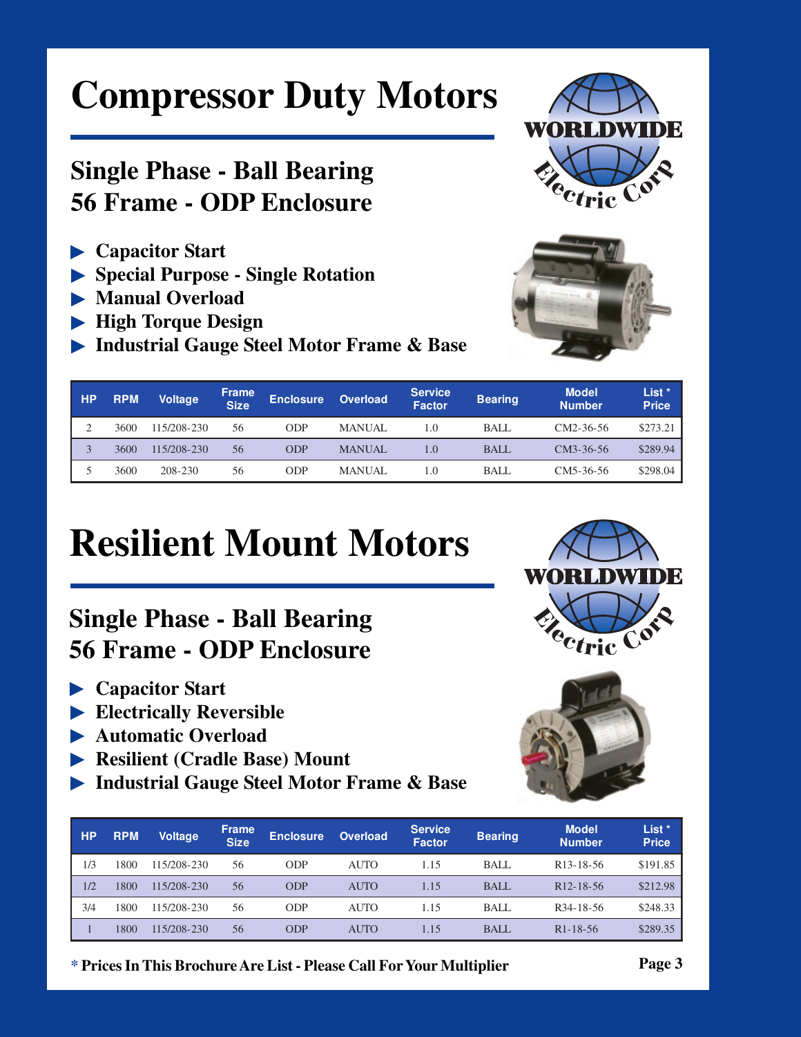# Compressor Duty Motors

## Single Phase - Ball Bearing
## 56 Frame - ODP Enclosure

- Capacitor Start
- Special Purpose - Single Rotation
- Manual Overload
- High Torque Design
- Industrial Gauge Steel Motor Frame & Base

| HP | RPM | Voltage | Frame Size | Enclosure | Overload | Service Factor | Bearing | Model Number | List * Price |
|---|---|---|---|---|---|---|---|---|---|
| 2 | 3600 | 115/208-230 | 56 | ODP | MANUAL | 1.0 | BALL | CM2-36-56 | $273.21 |
| 3 | 3600 | 115/208-230 | 56 | ODP | MANUAL | 1.0 | BALL | CM3-36-56 | $289.94 |
| 5 | 3600 | 208-230 | 56 | ODP | MANUAL | 1.0 | BALL | CM5-36-56 | $298.04 |

# Resilient Mount Motors

## Single Phase - Ball Bearing
## 56 Frame - ODP Enclosure

- Capacitor Start
- Electrically Reversible
- Automatic Overload
- Resilient (Cradle Base) Mount
- Industrial Gauge Steel Motor Frame & Base

| HP | RPM | Voltage | Frame Size | Enclosure | Overload | Service Factor | Bearing | Model Number | List * Price |
|---|---|---|---|---|---|---|---|---|---|
| 1/3 | 1800 | 115/208-230 | 56 | ODP | AUTO | 1.15 | BALL | R13-18-56 | $191.85 |
| 1/2 | 1800 | 115/208-230 | 56 | ODP | AUTO | 1.15 | BALL | R12-18-56 | $212.98 |
| 3/4 | 1800 | 115/208-230 | 56 | ODP | AUTO | 1.15 | BALL | R34-18-56 | $248.33 |
| 1 | 1800 | 115/208-230 | 56 | ODP | AUTO | 1.15 | BALL | R1-18-56 | $289.35 |

**\* Prices In This Brochure Are List - Please Call For Your Multiplier**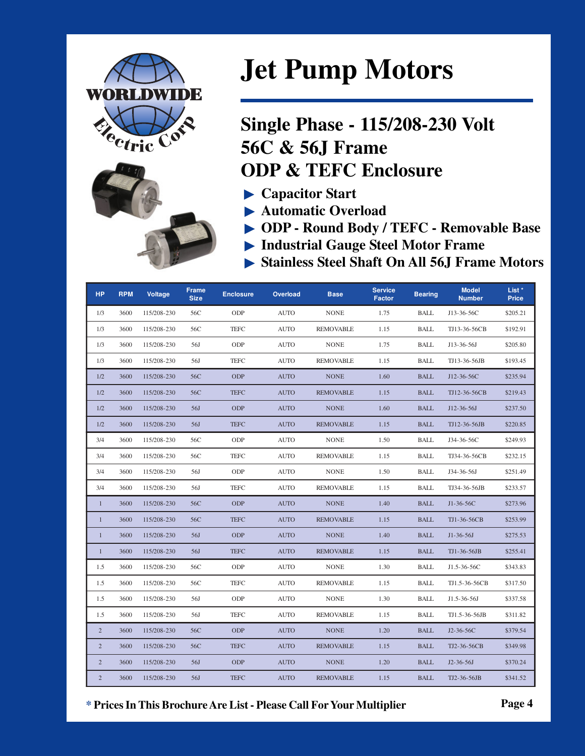# Jet Pump Motors

## Single Phase - 115/208-230 Volt
## 56C & 56J Frame
## ODP & TEFC Enclosure

- Capacitor Start
- Automatic Overload
- ODP - Round Body / TEFC - Removable Base
- Industrial Gauge Steel Motor Frame
- Stainless Steel Shaft On All 56J Frame Motors

| HP | RPM | Voltage | Frame Size | Enclosure | Overload | Base | Service Factor | Bearing | Model Number | List * Price |
|---|---|---|---|---|---|---|---|---|---|---|
| 1/3 | 3600 | 115/208-230 | 56C | ODP | AUTO | NONE | 1.75 | BALL | J13-36-56C | $205.21 |
| 1/3 | 3600 | 115/208-230 | 56C | TEFC | AUTO | REMOVABLE | 1.15 | BALL | TJ13-36-56CB | $192.91 |
| 1/3 | 3600 | 115/208-230 | 56J | ODP | AUTO | NONE | 1.75 | BALL | J13-36-56J | $205.80 |
| 1/3 | 3600 | 115/208-230 | 56J | TEFC | AUTO | REMOVABLE | 1.15 | BALL | TJ13-36-56JB | $193.45 |
| 1/2 | 3600 | 115/208-230 | 56C | ODP | AUTO | NONE | 1.60 | BALL | J12-36-56C | $235.94 |
| 1/2 | 3600 | 115/208-230 | 56C | TEFC | AUTO | REMOVABLE | 1.15 | BALL | TJ12-36-56CB | $219.43 |
| 1/2 | 3600 | 115/208-230 | 56J | ODP | AUTO | NONE | 1.60 | BALL | J12-36-56J | $237.50 |
| 1/2 | 3600 | 115/208-230 | 56J | TEFC | AUTO | REMOVABLE | 1.15 | BALL | TJ12-36-56JB | $220.85 |
| 3/4 | 3600 | 115/208-230 | 56C | ODP | AUTO | NONE | 1.50 | BALL | J34-36-56C | $249.93 |
| 3/4 | 3600 | 115/208-230 | 56C | TEFC | AUTO | REMOVABLE | 1.15 | BALL | TJ34-36-56CB | $232.15 |
| 3/4 | 3600 | 115/208-230 | 56J | ODP | AUTO | NONE | 1.50 | BALL | J34-36-56J | $251.49 |
| 3/4 | 3600 | 115/208-230 | 56J | TEFC | AUTO | REMOVABLE | 1.15 | BALL | TJ34-36-56JB | $233.57 |
| 1 | 3600 | 115/208-230 | 56C | ODP | AUTO | NONE | 1.40 | BALL | J1-36-56C | $273.96 |
| 1 | 3600 | 115/208-230 | 56C | TEFC | AUTO | REMOVABLE | 1.15 | BALL | TJ1-36-56CB | $253.99 |
| 1 | 3600 | 115/208-230 | 56J | ODP | AUTO | NONE | 1.40 | BALL | J1-36-56J | $275.53 |
| 1 | 3600 | 115/208-230 | 56J | TEFC | AUTO | REMOVABLE | 1.15 | BALL | TJ1-36-56JB | $255.41 |
| 1.5 | 3600 | 115/208-230 | 56C | ODP | AUTO | NONE | 1.30 | BALL | J1.5-36-56C | $343.83 |
| 1.5 | 3600 | 115/208-230 | 56C | TEFC | AUTO | REMOVABLE | 1.15 | BALL | TJ1.5-36-56CB | $317.50 |
| 1.5 | 3600 | 115/208-230 | 56J | ODP | AUTO | NONE | 1.30 | BALL | J1.5-36-56J | $337.58 |
| 1.5 | 3600 | 115/208-230 | 56J | TEFC | AUTO | REMOVABLE | 1.15 | BALL | TJ1.5-36-56JB | $311.82 |
| 2 | 3600 | 115/208-230 | 56C | ODP | AUTO | NONE | 1.20 | BALL | J2-36-56C | $379.54 |
| 2 | 3600 | 115/208-230 | 56C | TEFC | AUTO | REMOVABLE | 1.15 | BALL | TJ2-36-56CB | $349.98 |
| 2 | 3600 | 115/208-230 | 56J | ODP | AUTO | NONE | 1.20 | BALL | J2-36-56J | $370.24 |
| 2 | 3600 | 115/208-230 | 56J | TEFC | AUTO | REMOVABLE | 1.15 | BALL | TJ2-36-56JB | $341.52 |

**\* Prices In This Brochure Are List - Please Call For Your Multiplier**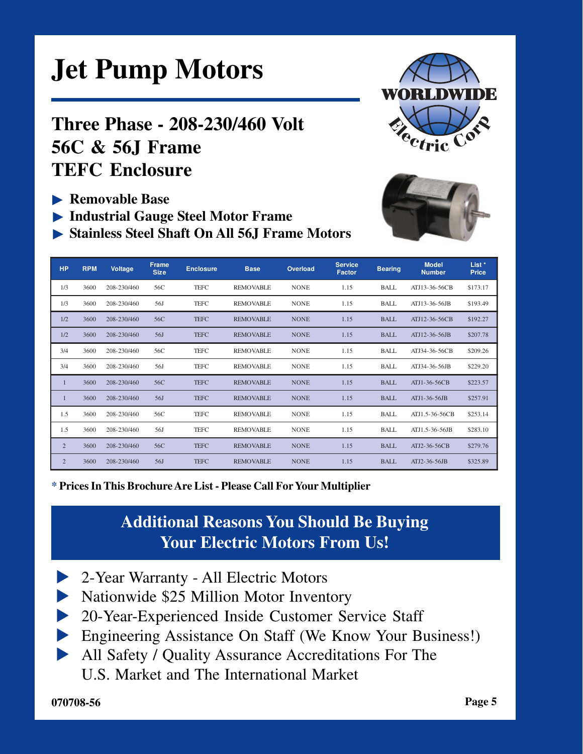# Jet Pump Motors

## Three Phase - 208-230/460 Volt
## 56C & 56J Frame
## TEFC Enclosure

- **Removable Base**
- **Industrial Gauge Steel Motor Frame**
- **Stainless Steel Shaft On All 56J Frame Motors**

| HP | RPM | Voltage | Frame Size | Enclosure | Base | Overload | Service Factor | Bearing | Model Number | List * Price |
|---|---|---|---|---|---|---|---|---|---|---|
| 1/3 | 3600 | 208-230/460 | 56C | TEFC | REMOVABLE | NONE | 1.15 | BALL | ATJ13-36-56CB | $173.17 |
| 1/3 | 3600 | 208-230/460 | 56J | TEFC | REMOVABLE | NONE | 1.15 | BALL | ATJ13-36-56JB | $193.49 |
| 1/2 | 3600 | 208-230/460 | 56C | TEFC | REMOVABLE | NONE | 1.15 | BALL | ATJ12-36-56CB | $192.27 |
| 1/2 | 3600 | 208-230/460 | 56J | TEFC | REMOVABLE | NONE | 1.15 | BALL | ATJ12-36-56JB | $207.78 |
| 3/4 | 3600 | 208-230/460 | 56C | TEFC | REMOVABLE | NONE | 1.15 | BALL | ATJ34-36-56CB | $209.26 |
| 3/4 | 3600 | 208-230/460 | 56J | TEFC | REMOVABLE | NONE | 1.15 | BALL | ATJ34-36-56JB | $229.20 |
| 1 | 3600 | 208-230/460 | 56C | TEFC | REMOVABLE | NONE | 1.15 | BALL | ATJ1-36-56CB | $223.57 |
| 1 | 3600 | 208-230/460 | 56J | TEFC | REMOVABLE | NONE | 1.15 | BALL | ATJ1-36-56JB | $257.91 |
| 1.5 | 3600 | 208-230/460 | 56C | TEFC | REMOVABLE | NONE | 1.15 | BALL | ATJ1.5-36-56CB | $253.14 |
| 1.5 | 3600 | 208-230/460 | 56J | TEFC | REMOVABLE | NONE | 1.15 | BALL | ATJ1.5-36-56JB | $283.10 |
| 2 | 3600 | 208-230/460 | 56C | TEFC | REMOVABLE | NONE | 1.15 | BALL | ATJ2-36-56CB | $279.76 |
| 2 | 3600 | 208-230/460 | 56J | TEFC | REMOVABLE | NONE | 1.15 | BALL | ATJ2-36-56JB | $325.89 |

**\* Prices In This Brochure Are List - Please Call For Your Multiplier**

## Additional Reasons You Should Be Buying Your Electric Motors From Us!

- 2-Year Warranty - All Electric Motors
- Nationwide $25 Million Motor Inventory
- 20-Year-Experienced Inside Customer Service Staff
- Engineering Assistance On Staff (We Know Your Business!)
- All Safety / Quality Assurance Accreditations For The U.S. Market and The International Market

**070708-56**